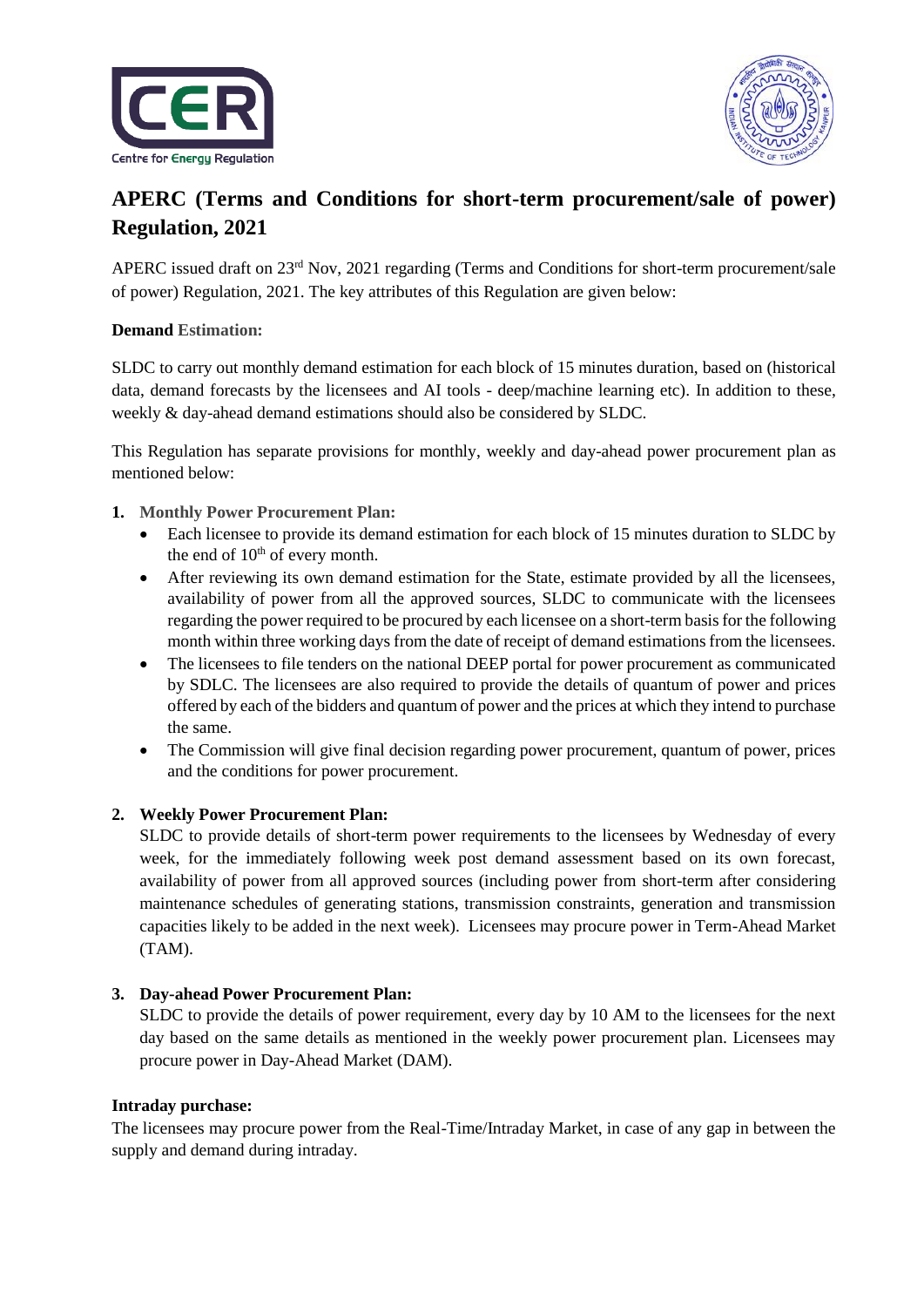# APERC (Terms and Conditions for short-term procurement/sale of power) Regulation, 2021

APERC issued draft on 23rd Nov, 2021 regarding (Terms and Conditions for short-term procurement/sale of power) Regulation, 2021. The key attributes of this Regulation are given below:

**Demand Estimation:**

SLDC to carry out monthly demand estimation for each block of 15 minutes duration, based on (historical data, demand forecasts by the licensees and AI tools - deep/machine learning etc). In addition to these, weekly & day-ahead demand estimations should also be considered by SLDC.

This Regulation has separate provisions for monthly, weekly and day-ahead power procurement plan as mentioned below:

1. **Monthly Power Procurement Plan:**
   - Each licensee to provide its demand estimation for each block of 15 minutes duration to SLDC by the end of 10th of every month.
   - After reviewing its own demand estimation for the State, estimate provided by all the licensees, availability of power from all the approved sources, SLDC to communicate with the licensees regarding the power required to be procured by each licensee on a short-term basis for the following month within three working days from the date of receipt of demand estimations from the licensees.
   - The licensees to file tenders on the national DEEP portal for power procurement as communicated by SDLC. The licensees are also required to provide the details of quantum of power and prices offered by each of the bidders and quantum of power and the prices at which they intend to purchase the same.
   - The Commission will give final decision regarding power procurement, quantum of power, prices and the conditions for power procurement.

2. **Weekly Power Procurement Plan:**
   SLDC to provide details of short-term power requirements to the licensees by Wednesday of every week, for the immediately following week post demand assessment based on its own forecast, availability of power from all approved sources (including power from short-term after considering maintenance schedules of generating stations, transmission constraints, generation and transmission capacities likely to be added in the next week). Licensees may procure power in Term-Ahead Market (TAM).

3. **Day-ahead Power Procurement Plan:**
   SLDC to provide the details of power requirement, every day by 10 AM to the licensees for the next day based on the same details as mentioned in the weekly power procurement plan. Licensees may procure power in Day-Ahead Market (DAM).

**Intraday purchase:**

The licensees may procure power from the Real-Time/Intraday Market, in case of any gap in between the supply and demand during intraday.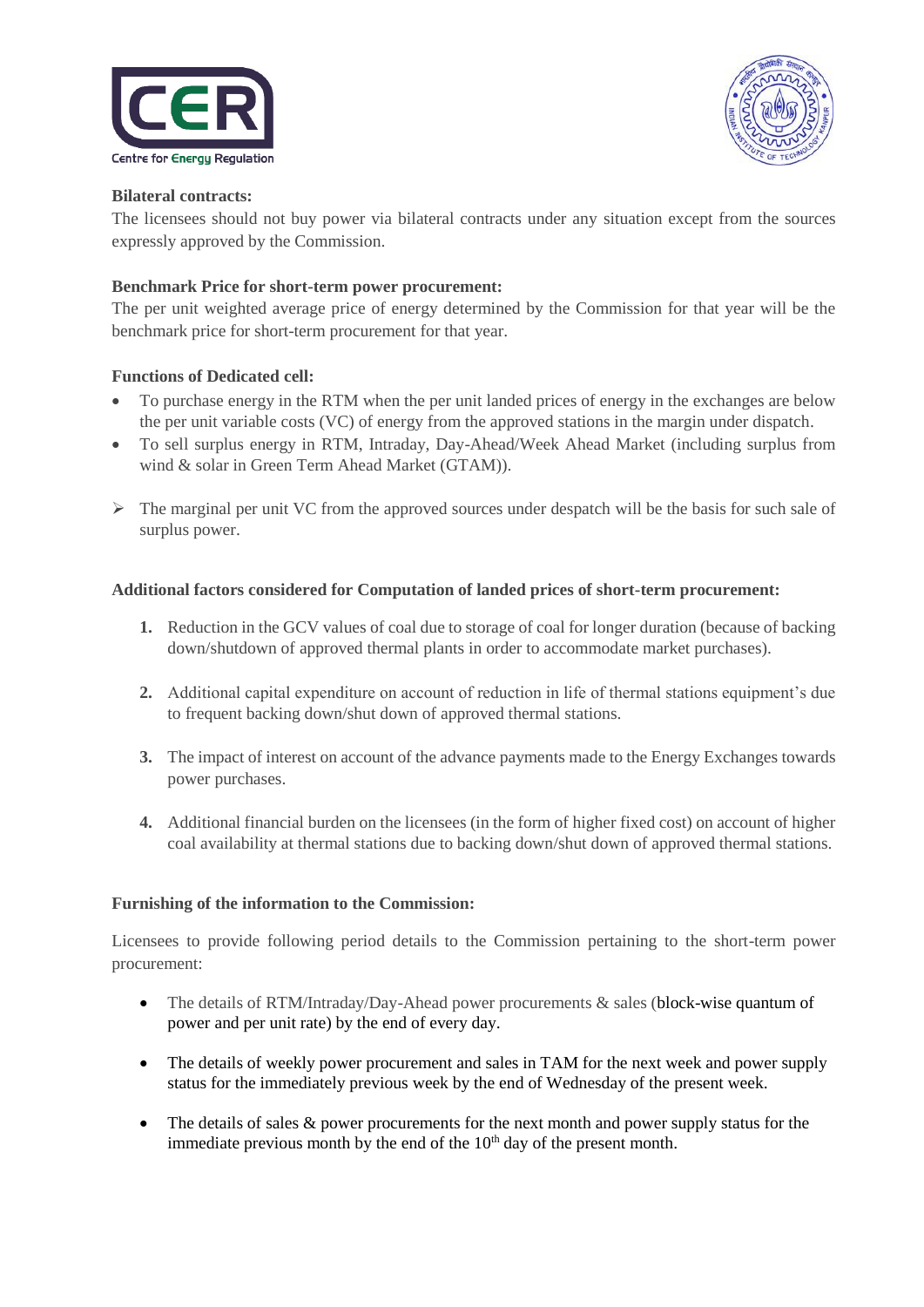**Bilateral contracts:**

The licensees should not buy power via bilateral contracts under any situation except from the sources expressly approved by the Commission.

**Benchmark Price for short-term power procurement:**

The per unit weighted average price of energy determined by the Commission for that year will be the benchmark price for short-term procurement for that year.

**Functions of Dedicated cell:**

- To purchase energy in the RTM when the per unit landed prices of energy in the exchanges are below the per unit variable costs (VC) of energy from the approved stations in the margin under dispatch.
- To sell surplus energy in RTM, Intraday, Day-Ahead/Week Ahead Market (including surplus from wind & solar in Green Term Ahead Market (GTAM)).

➢ The marginal per unit VC from the approved sources under despatch will be the basis for such sale of surplus power.

**Additional factors considered for Computation of landed prices of short-term procurement:**

1. Reduction in the GCV values of coal due to storage of coal for longer duration (because of backing down/shutdown of approved thermal plants in order to accommodate market purchases).
2. Additional capital expenditure on account of reduction in life of thermal stations equipment's due to frequent backing down/shut down of approved thermal stations.
3. The impact of interest on account of the advance payments made to the Energy Exchanges towards power purchases.
4. Additional financial burden on the licensees (in the form of higher fixed cost) on account of higher coal availability at thermal stations due to backing down/shut down of approved thermal stations.

**Furnishing of the information to the Commission:**

Licensees to provide following period details to the Commission pertaining to the short-term power procurement:

- The details of RTM/Intraday/Day-Ahead power procurements & sales (block-wise quantum of power and per unit rate) by the end of every day.
- The details of weekly power procurement and sales in TAM for the next week and power supply status for the immediately previous week by the end of Wednesday of the present week.
- The details of sales & power procurements for the next month and power supply status for the immediate previous month by the end of the 10th day of the present month.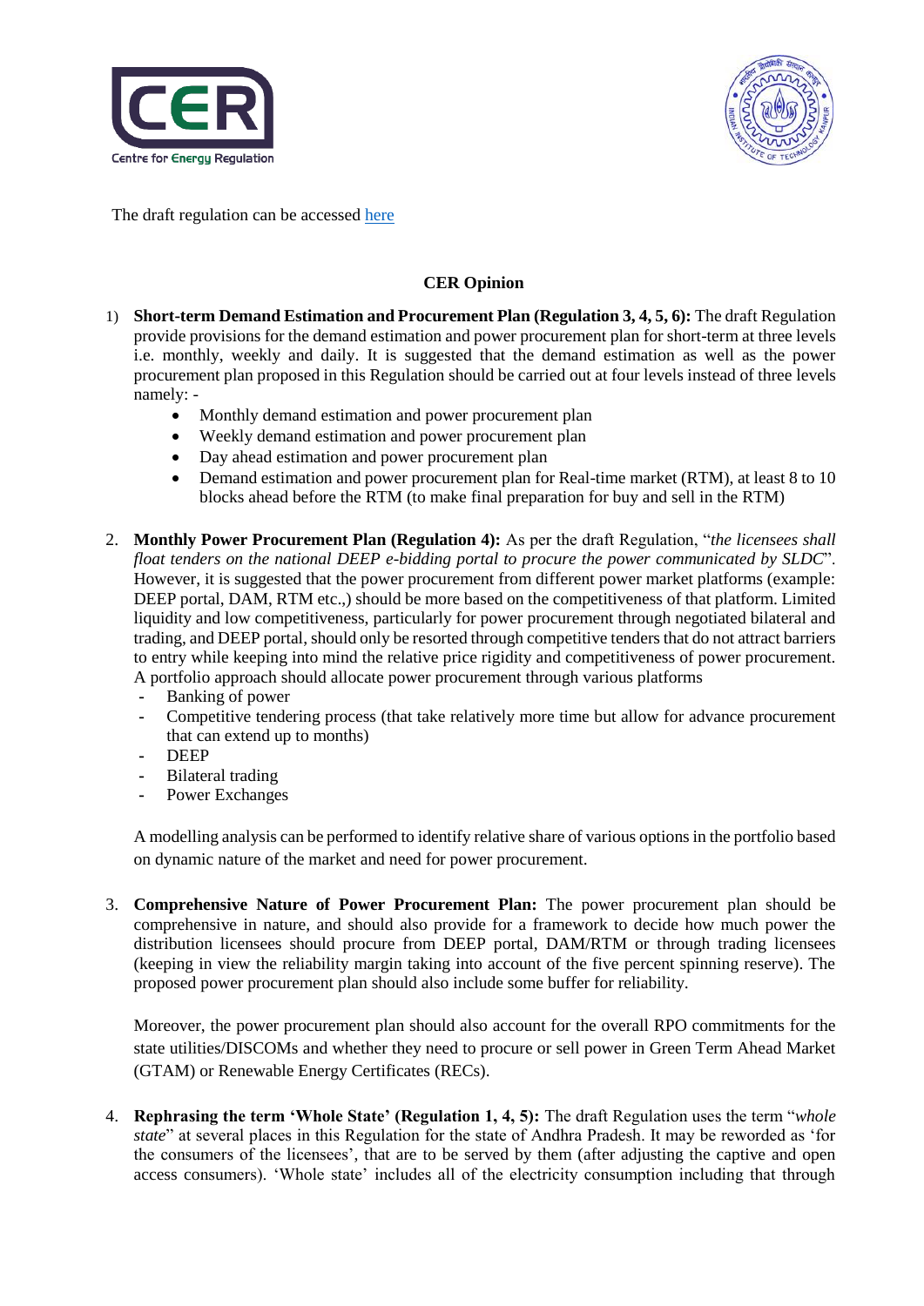The draft regulation can be accessed [here](#)

**CER Opinion**

1) **Short-term Demand Estimation and Procurement Plan (Regulation 3, 4, 5, 6):** The draft Regulation provide provisions for the demand estimation and power procurement plan for short-term at three levels i.e. monthly, weekly and daily. It is suggested that the demand estimation as well as the power procurement plan proposed in this Regulation should be carried out at four levels instead of three levels namely: -
   - Monthly demand estimation and power procurement plan
   - Weekly demand estimation and power procurement plan
   - Day ahead estimation and power procurement plan
   - Demand estimation and power procurement plan for Real-time market (RTM), at least 8 to 10 blocks ahead before the RTM (to make final preparation for buy and sell in the RTM)

2. **Monthly Power Procurement Plan (Regulation 4):** As per the draft Regulation, "*the licensees shall float tenders on the national DEEP e-bidding portal to procure the power communicated by SLDC*". However, it is suggested that the power procurement from different power market platforms (example: DEEP portal, DAM, RTM etc.,) should be more based on the competitiveness of that platform. Limited liquidity and low competitiveness, particularly for power procurement through negotiated bilateral and trading, and DEEP portal, should only be resorted through competitive tenders that do not attract barriers to entry while keeping into mind the relative price rigidity and competitiveness of power procurement. A portfolio approach should allocate power procurement through various platforms
   - Banking of power
   - Competitive tendering process (that take relatively more time but allow for advance procurement that can extend up to months)
   - DEEP
   - Bilateral trading
   - Power Exchanges

   A modelling analysis can be performed to identify relative share of various options in the portfolio based on dynamic nature of the market and need for power procurement.

3. **Comprehensive Nature of Power Procurement Plan:** The power procurement plan should be comprehensive in nature, and should also provide for a framework to decide how much power the distribution licensees should procure from DEEP portal, DAM/RTM or through trading licensees (keeping in view the reliability margin taking into account of the five percent spinning reserve). The proposed power procurement plan should also include some buffer for reliability.

   Moreover, the power procurement plan should also account for the overall RPO commitments for the state utilities/DISCOMs and whether they need to procure or sell power in Green Term Ahead Market (GTAM) or Renewable Energy Certificates (RECs).

4. **Rephrasing the term 'Whole State' (Regulation 1, 4, 5):** The draft Regulation uses the term "*whole state*" at several places in this Regulation for the state of Andhra Pradesh. It may be reworded as 'for the consumers of the licensees', that are to be served by them (after adjusting the captive and open access consumers). 'Whole state' includes all of the electricity consumption including that through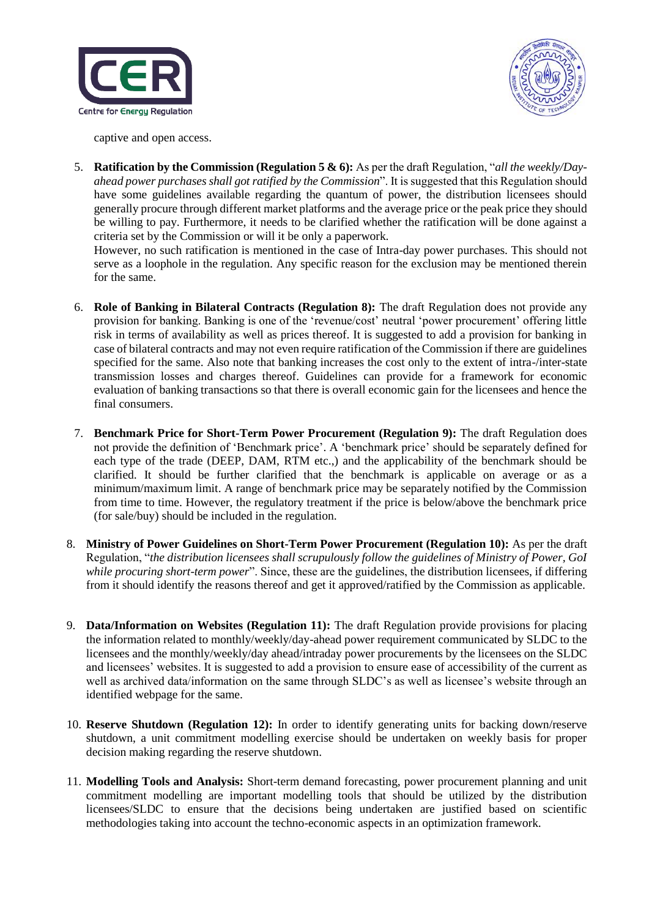captive and open access.

5. **Ratification by the Commission (Regulation 5 & 6):** As per the draft Regulation, "*all the weekly/Day-ahead power purchases shall got ratified by the Commission*". It is suggested that this Regulation should have some guidelines available regarding the quantum of power, the distribution licensees should generally procure through different market platforms and the average price or the peak price they should be willing to pay. Furthermore, it needs to be clarified whether the ratification will be done against a criteria set by the Commission or will it be only a paperwork.
   However, no such ratification is mentioned in the case of Intra-day power purchases. This should not serve as a loophole in the regulation. Any specific reason for the exclusion may be mentioned therein for the same.

6. **Role of Banking in Bilateral Contracts (Regulation 8):** The draft Regulation does not provide any provision for banking. Banking is one of the 'revenue/cost' neutral 'power procurement' offering little risk in terms of availability as well as prices thereof. It is suggested to add a provision for banking in case of bilateral contracts and may not even require ratification of the Commission if there are guidelines specified for the same. Also note that banking increases the cost only to the extent of intra-/inter-state transmission losses and charges thereof. Guidelines can provide for a framework for economic evaluation of banking transactions so that there is overall economic gain for the licensees and hence the final consumers.

7. **Benchmark Price for Short-Term Power Procurement (Regulation 9):** The draft Regulation does not provide the definition of 'Benchmark price'. A 'benchmark price' should be separately defined for each type of the trade (DEEP, DAM, RTM etc.,) and the applicability of the benchmark should be clarified. It should be further clarified that the benchmark is applicable on average or as a minimum/maximum limit. A range of benchmark price may be separately notified by the Commission from time to time. However, the regulatory treatment if the price is below/above the benchmark price (for sale/buy) should be included in the regulation.

8. **Ministry of Power Guidelines on Short-Term Power Procurement (Regulation 10):** As per the draft Regulation, "*the distribution licensees shall scrupulously follow the guidelines of Ministry of Power, GoI while procuring short-term power*". Since, these are the guidelines, the distribution licensees, if differing from it should identify the reasons thereof and get it approved/ratified by the Commission as applicable.

9. **Data/Information on Websites (Regulation 11):** The draft Regulation provide provisions for placing the information related to monthly/weekly/day-ahead power requirement communicated by SLDC to the licensees and the monthly/weekly/day ahead/intraday power procurements by the licensees on the SLDC and licensees' websites. It is suggested to add a provision to ensure ease of accessibility of the current as well as archived data/information on the same through SLDC's as well as licensee's website through an identified webpage for the same.

10. **Reserve Shutdown (Regulation 12):** In order to identify generating units for backing down/reserve shutdown, a unit commitment modelling exercise should be undertaken on weekly basis for proper decision making regarding the reserve shutdown.

11. **Modelling Tools and Analysis:** Short-term demand forecasting, power procurement planning and unit commitment modelling are important modelling tools that should be utilized by the distribution licensees/SLDC to ensure that the decisions being undertaken are justified based on scientific methodologies taking into account the techno-economic aspects in an optimization framework.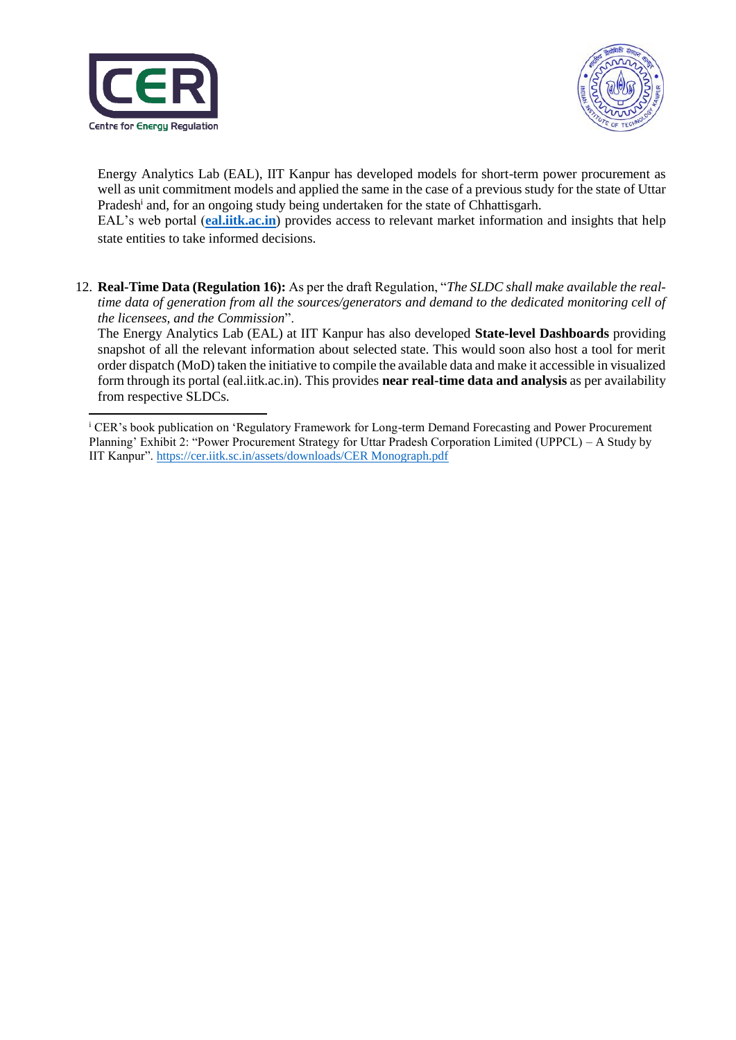Energy Analytics Lab (EAL), IIT Kanpur has developed models for short-term power procurement as well as unit commitment models and applied the same in the case of a previous study for the state of Uttar Pradesh[i] and, for an ongoing study being undertaken for the state of Chhattisgarh.

EAL's web portal (**eal.iitk.ac.in**) provides access to relevant market information and insights that help state entities to take informed decisions.

12. **Real-Time Data (Regulation 16):** As per the draft Regulation, "*The SLDC shall make available the real-time data of generation from all the sources/generators and demand to the dedicated monitoring cell of the licensees, and the Commission*".

    The Energy Analytics Lab (EAL) at IIT Kanpur has also developed **State-level Dashboards** providing snapshot of all the relevant information about selected state. This would soon also host a tool for merit order dispatch (MoD) taken the initiative to compile the available data and make it accessible in visualized form through its portal (eal.iitk.ac.in). This provides **near real-time data and analysis** as per availability from respective SLDCs.

---

[i] CER's book publication on 'Regulatory Framework for Long-term Demand Forecasting and Power Procurement Planning' Exhibit 2: "Power Procurement Strategy for Uttar Pradesh Corporation Limited (UPPCL) – A Study by IIT Kanpur". https://cer.iitk.sc.in/assets/downloads/CER Monograph.pdf